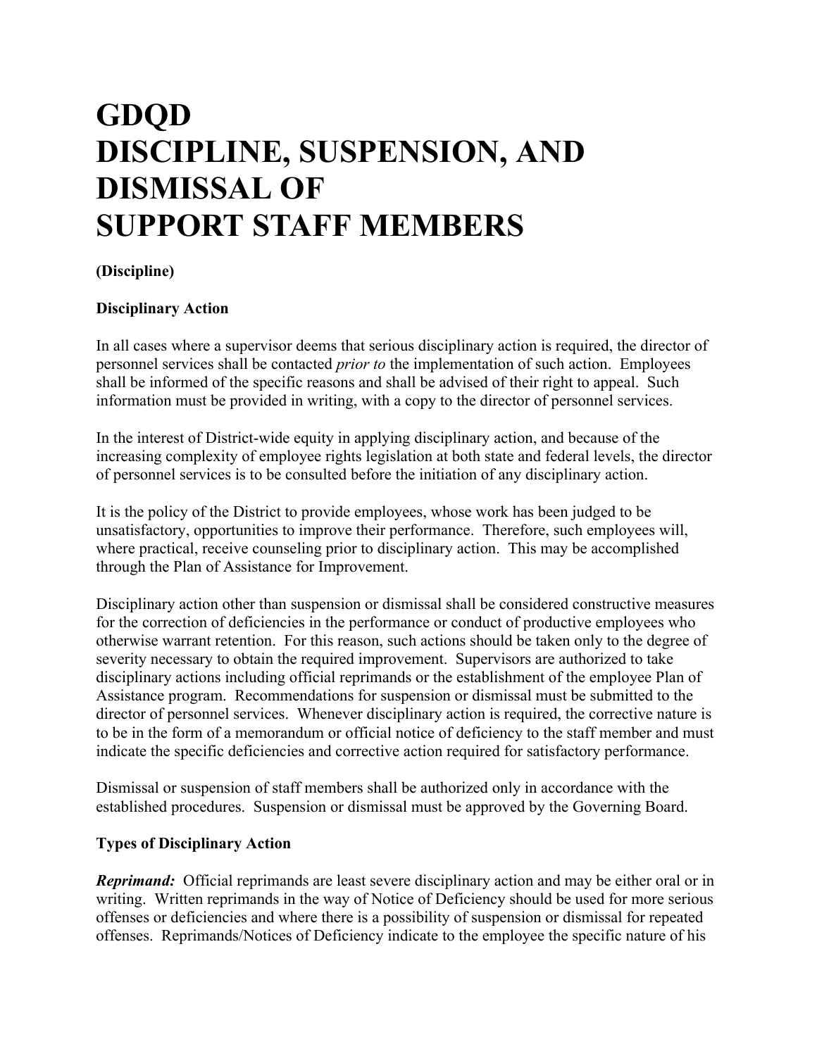# GDQD
# DISCIPLINE, SUSPENSION, AND DISMISSAL OF SUPPORT STAFF MEMBERS

**(Discipline)**

**Disciplinary Action**

In all cases where a supervisor deems that serious disciplinary action is required, the director of personnel services shall be contacted *prior to* the implementation of such action. Employees shall be informed of the specific reasons and shall be advised of their right to appeal. Such information must be provided in writing, with a copy to the director of personnel services.

In the interest of District-wide equity in applying disciplinary action, and because of the increasing complexity of employee rights legislation at both state and federal levels, the director of personnel services is to be consulted before the initiation of any disciplinary action.

It is the policy of the District to provide employees, whose work has been judged to be unsatisfactory, opportunities to improve their performance. Therefore, such employees will, where practical, receive counseling prior to disciplinary action. This may be accomplished through the Plan of Assistance for Improvement.

Disciplinary action other than suspension or dismissal shall be considered constructive measures for the correction of deficiencies in the performance or conduct of productive employees who otherwise warrant retention. For this reason, such actions should be taken only to the degree of severity necessary to obtain the required improvement. Supervisors are authorized to take disciplinary actions including official reprimands or the establishment of the employee Plan of Assistance program. Recommendations for suspension or dismissal must be submitted to the director of personnel services. Whenever disciplinary action is required, the corrective nature is to be in the form of a memorandum or official notice of deficiency to the staff member and must indicate the specific deficiencies and corrective action required for satisfactory performance.

Dismissal or suspension of staff members shall be authorized only in accordance with the established procedures. Suspension or dismissal must be approved by the Governing Board.

**Types of Disciplinary Action**

***Reprimand:*** Official reprimands are least severe disciplinary action and may be either oral or in writing. Written reprimands in the way of Notice of Deficiency should be used for more serious offenses or deficiencies and where there is a possibility of suspension or dismissal for repeated offenses. Reprimands/Notices of Deficiency indicate to the employee the specific nature of his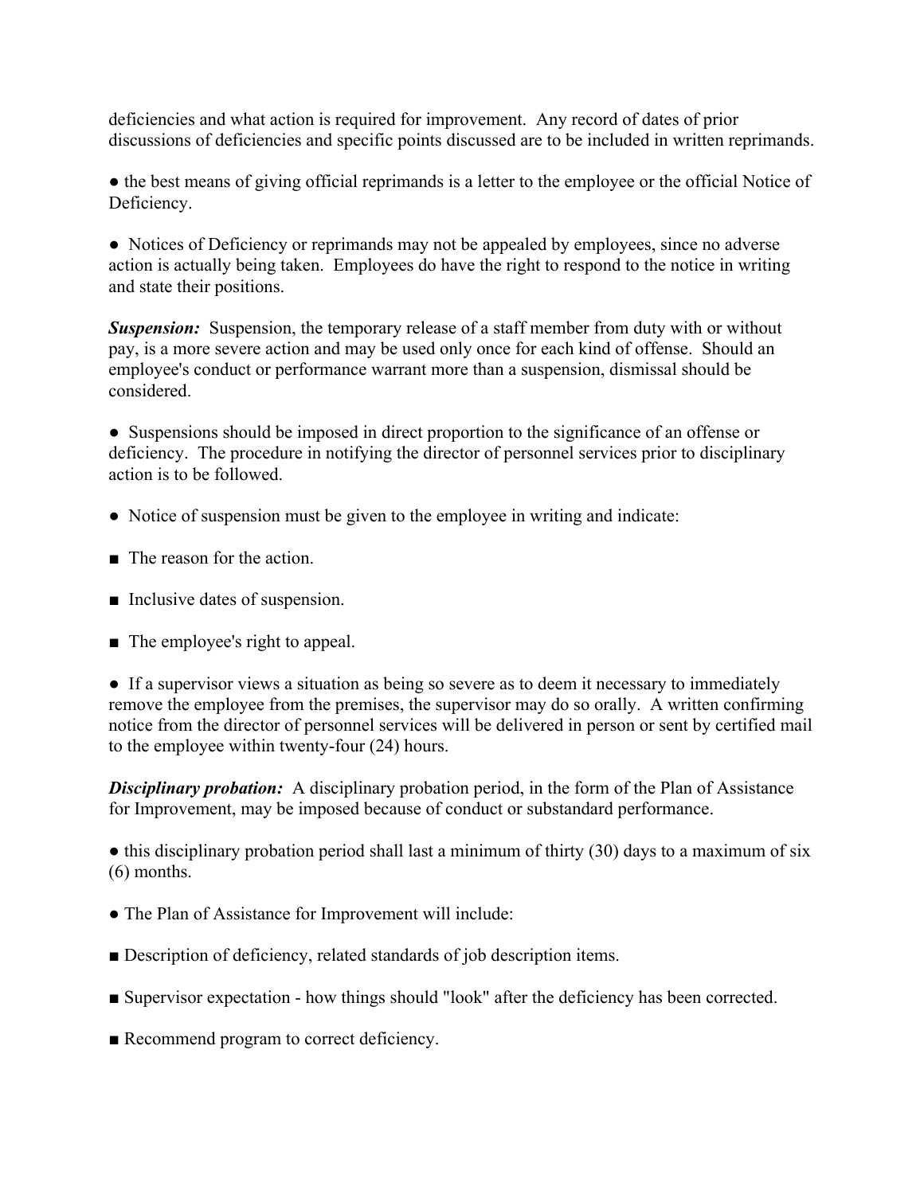deficiencies and what action is required for improvement.  Any record of dates of prior discussions of deficiencies and specific points discussed are to be included in written reprimands.

● the best means of giving official reprimands is a letter to the employee or the official Notice of Deficiency.

● Notices of Deficiency or reprimands may not be appealed by employees, since no adverse action is actually being taken.  Employees do have the right to respond to the notice in writing and state their positions.

***Suspension:*** Suspension, the temporary release of a staff member from duty with or without pay, is a more severe action and may be used only once for each kind of offense.  Should an employee's conduct or performance warrant more than a suspension, dismissal should be considered.

● Suspensions should be imposed in direct proportion to the significance of an offense or deficiency.  The procedure in notifying the director of personnel services prior to disciplinary action is to be followed.

● Notice of suspension must be given to the employee in writing and indicate:

■ The reason for the action.

■ Inclusive dates of suspension.

■ The employee's right to appeal.

● If a supervisor views a situation as being so severe as to deem it necessary to immediately remove the employee from the premises, the supervisor may do so orally.  A written confirming notice from the director of personnel services will be delivered in person or sent by certified mail to the employee within twenty-four (24) hours.

***Disciplinary probation:*** A disciplinary probation period, in the form of the Plan of Assistance for Improvement, may be imposed because of conduct or substandard performance.

● this disciplinary probation period shall last a minimum of thirty (30) days to a maximum of six (6) months.

● The Plan of Assistance for Improvement will include:

■ Description of deficiency, related standards of job description items.

■ Supervisor expectation - how things should "look" after the deficiency has been corrected.

■ Recommend program to correct deficiency.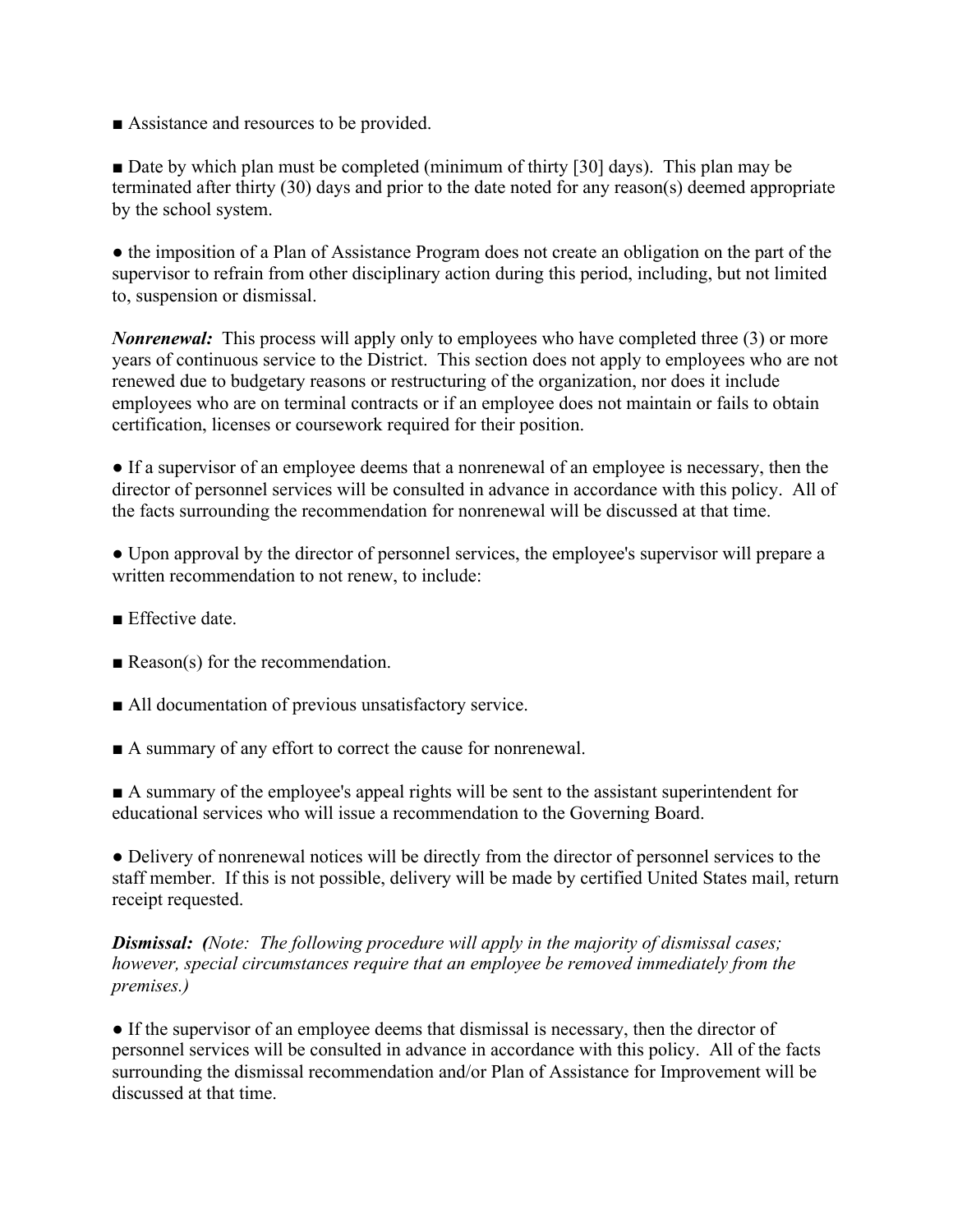■ Assistance and resources to be provided.

■ Date by which plan must be completed (minimum of thirty [30] days). This plan may be terminated after thirty (30) days and prior to the date noted for any reason(s) deemed appropriate by the school system.

● the imposition of a Plan of Assistance Program does not create an obligation on the part of the supervisor to refrain from other disciplinary action during this period, including, but not limited to, suspension or dismissal.

***Nonrenewal:*** This process will apply only to employees who have completed three (3) or more years of continuous service to the District. This section does not apply to employees who are not renewed due to budgetary reasons or restructuring of the organization, nor does it include employees who are on terminal contracts or if an employee does not maintain or fails to obtain certification, licenses or coursework required for their position.

● If a supervisor of an employee deems that a nonrenewal of an employee is necessary, then the director of personnel services will be consulted in advance in accordance with this policy. All of the facts surrounding the recommendation for nonrenewal will be discussed at that time.

● Upon approval by the director of personnel services, the employee's supervisor will prepare a written recommendation to not renew, to include:

■ Effective date.

■ Reason(s) for the recommendation.

■ All documentation of previous unsatisfactory service.

■ A summary of any effort to correct the cause for nonrenewal.

■ A summary of the employee's appeal rights will be sent to the assistant superintendent for educational services who will issue a recommendation to the Governing Board.

● Delivery of nonrenewal notices will be directly from the director of personnel services to the staff member. If this is not possible, delivery will be made by certified United States mail, return receipt requested.

***Dismissal:*** ***(****Note: The following procedure will apply in the majority of dismissal cases; however, special circumstances require that an employee be removed immediately from the premises.)*

● If the supervisor of an employee deems that dismissal is necessary, then the director of personnel services will be consulted in advance in accordance with this policy. All of the facts surrounding the dismissal recommendation and/or Plan of Assistance for Improvement will be discussed at that time.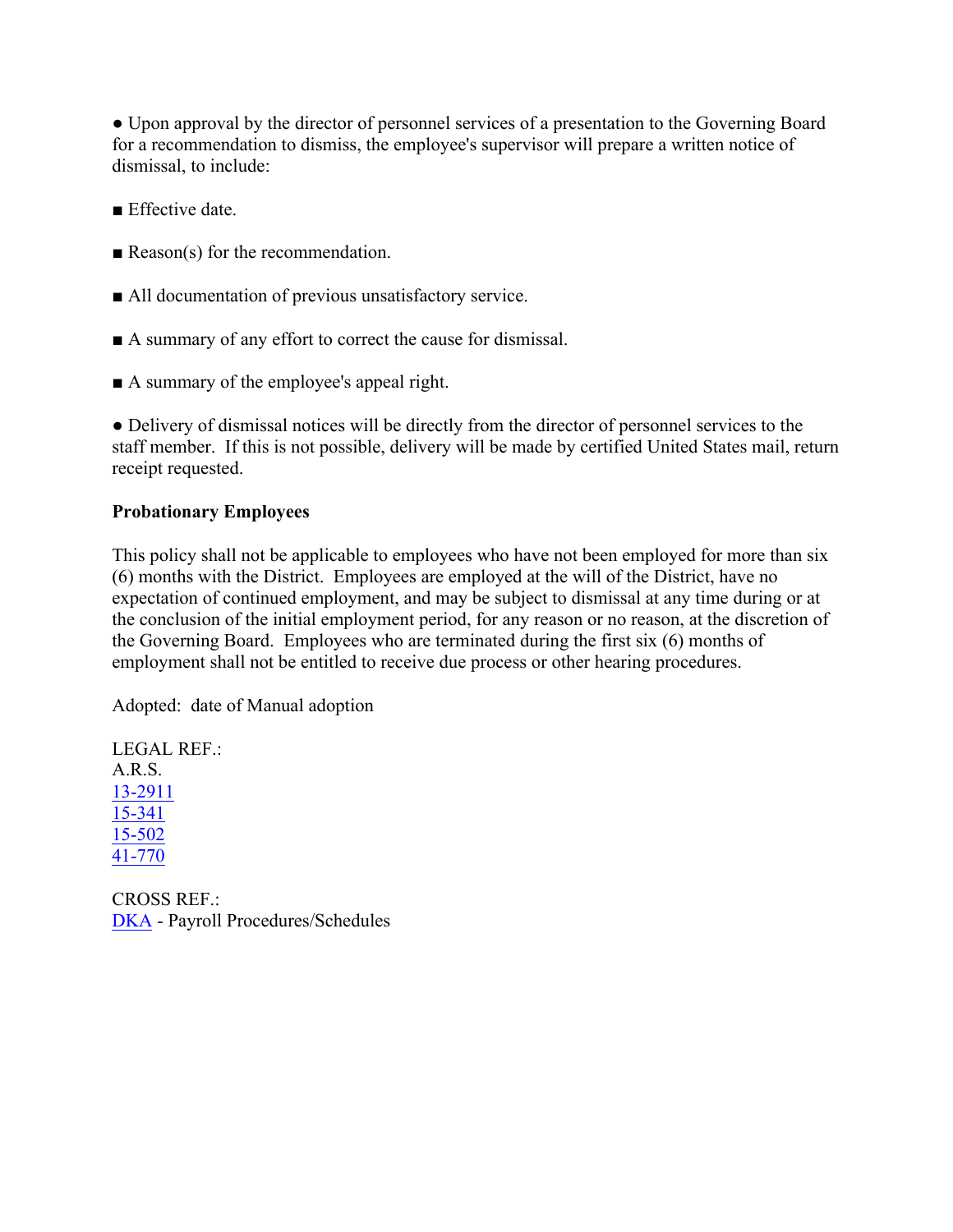- Upon approval by the director of personnel services of a presentation to the Governing Board for a recommendation to dismiss, the employee's supervisor will prepare a written notice of dismissal, to include:
  - Effective date.
  - Reason(s) for the recommendation.
  - All documentation of previous unsatisfactory service.
  - A summary of any effort to correct the cause for dismissal.
  - A summary of the employee's appeal right.
- Delivery of dismissal notices will be directly from the director of personnel services to the staff member. If this is not possible, delivery will be made by certified United States mail, return receipt requested.

**Probationary Employees**

This policy shall not be applicable to employees who have not been employed for more than six (6) months with the District. Employees are employed at the will of the District, have no expectation of continued employment, and may be subject to dismissal at any time during or at the conclusion of the initial employment period, for any reason or no reason, at the discretion of the Governing Board. Employees who are terminated during the first six (6) months of employment shall not be entitled to receive due process or other hearing procedures.

Adopted: date of Manual adoption

LEGAL REF.:
A.R.S.
13-2911
15-341
15-502
41-770

CROSS REF.:
DKA - Payroll Procedures/Schedules